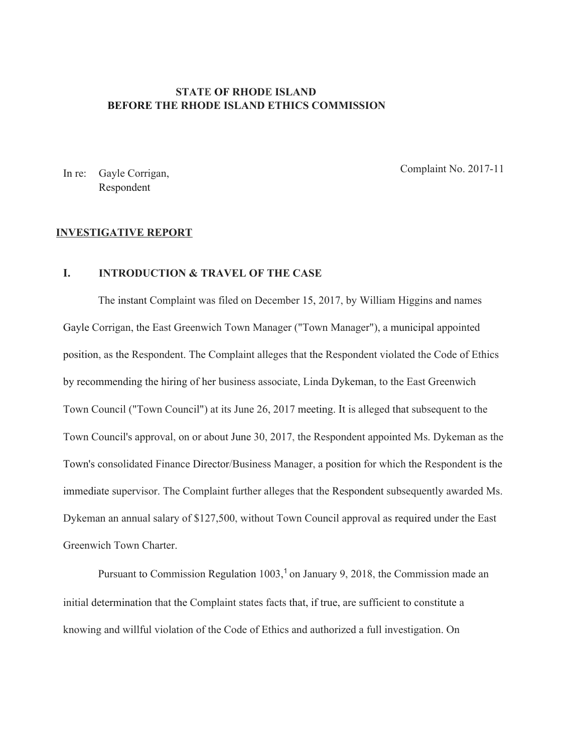**STATE OF RHODE ISLAND**
**BEFORE THE RHODE ISLAND ETHICS COMMISSION**

In re: Gayle Corrigan,
Respondent

Complaint No. 2017-11

**INVESTIGATIVE REPORT**

## I. INTRODUCTION & TRAVEL OF THE CASE

The instant Complaint was filed on December 15, 2017, by William Higgins and names Gayle Corrigan, the East Greenwich Town Manager ("Town Manager"), a municipal appointed position, as the Respondent. The Complaint alleges that the Respondent violated the Code of Ethics by recommending the hiring of her business associate, Linda Dykeman, to the East Greenwich Town Council ("Town Council") at its June 26, 2017 meeting. It is alleged that subsequent to the Town Council's approval, on or about June 30, 2017, the Respondent appointed Ms. Dykeman as the Town's consolidated Finance Director/Business Manager, a position for which the Respondent is the immediate supervisor. The Complaint further alleges that the Respondent subsequently awarded Ms. Dykeman an annual salary of $127,500, without Town Council approval as required under the East Greenwich Town Charter.

Pursuant to Commission Regulation 1003,[1] on January 9, 2018, the Commission made an initial determination that the Complaint states facts that, if true, are sufficient to constitute a knowing and willful violation of the Code of Ethics and authorized a full investigation. On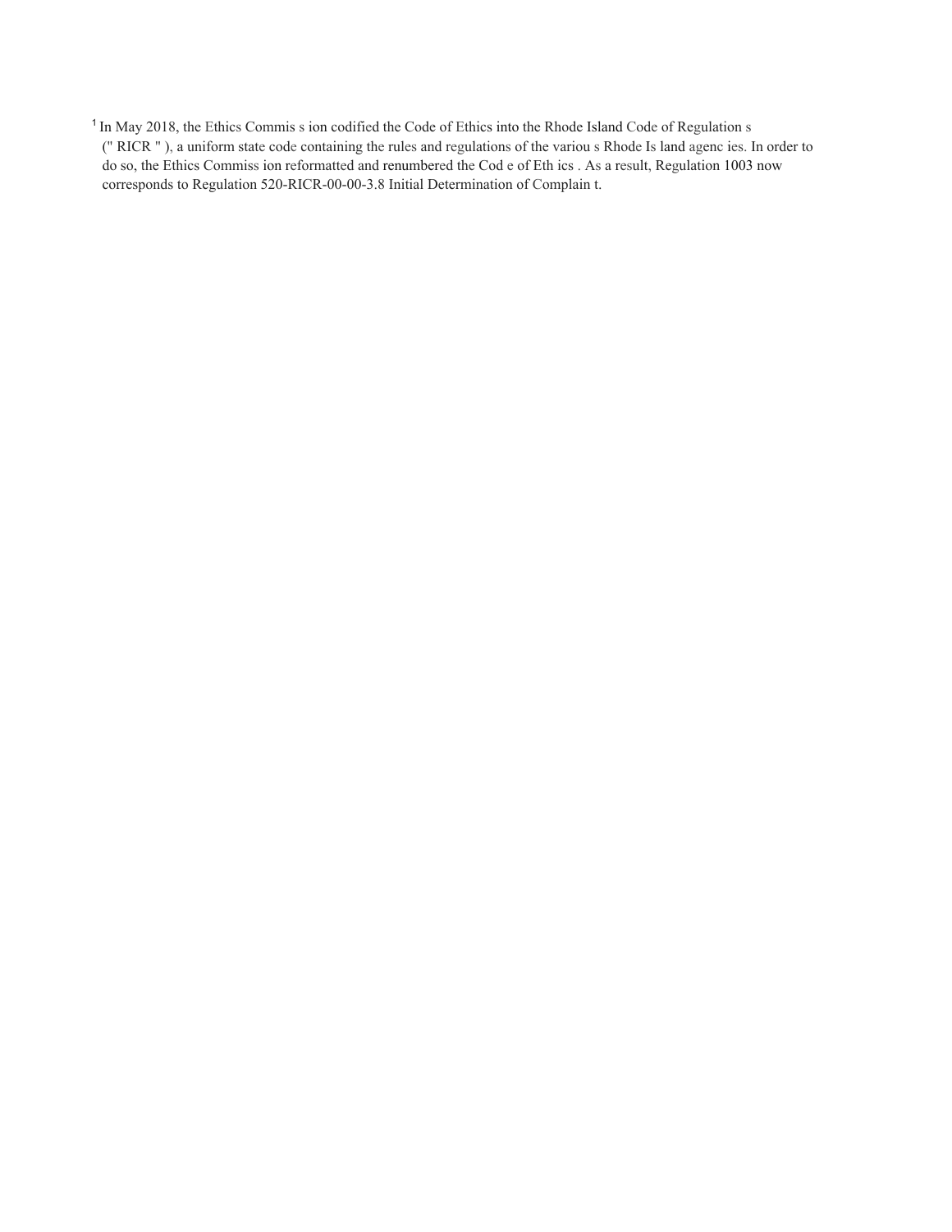[1] In May 2018, the Ethics Commission codified the Code of Ethics into the Rhode Island Code of Regulations ("RICR"), a uniform state code containing the rules and regulations of the various Rhode Island agencies. In order to do so, the Ethics Commission reformatted and renumbered the Code of Ethics. As a result, Regulation 1003 now corresponds to Regulation 520-RICR-00-00-3.8 Initial Determination of Complaint.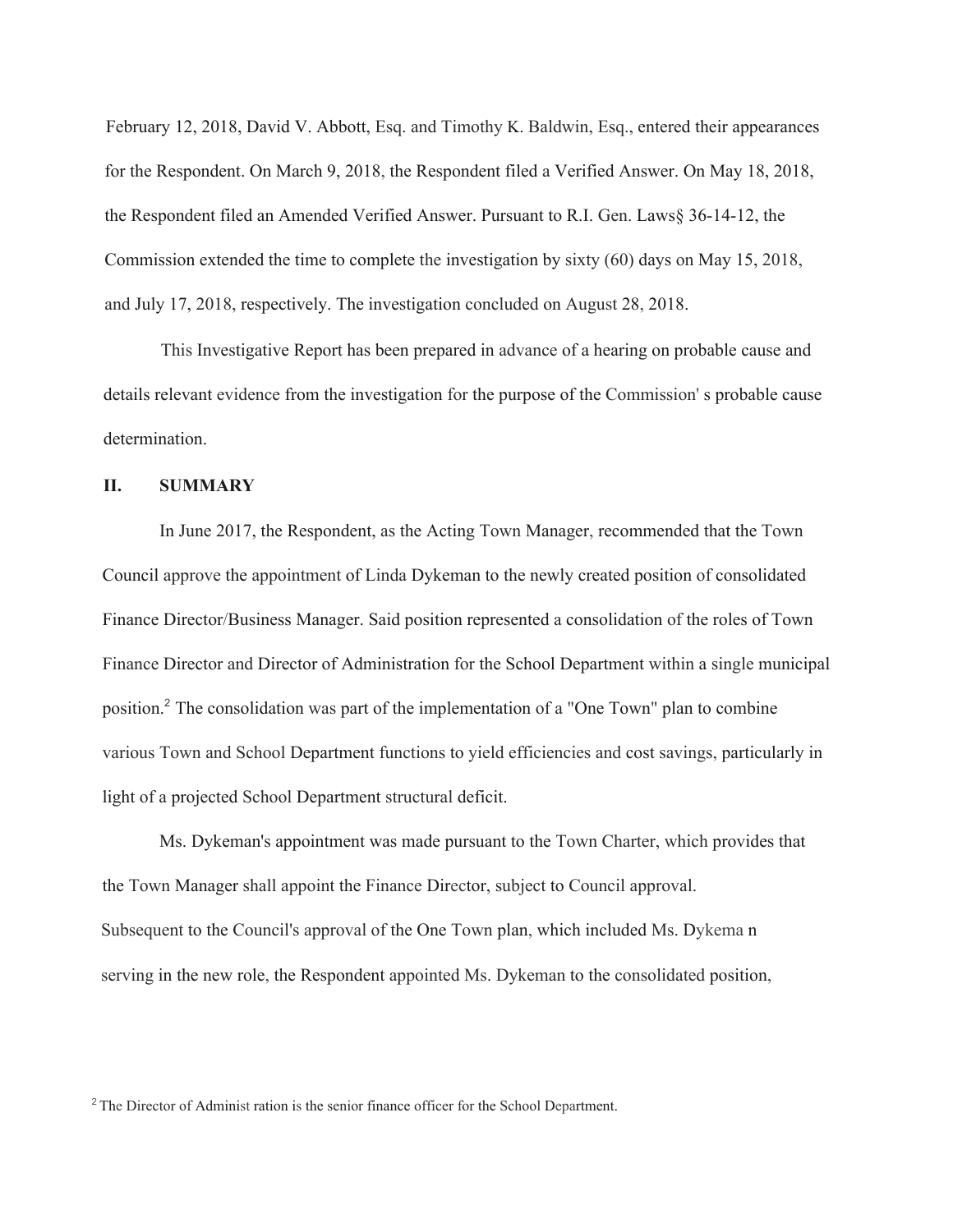February 12, 2018, David V. Abbott, Esq. and Timothy K. Baldwin, Esq., entered their appearances for the Respondent. On March 9, 2018, the Respondent filed a Verified Answer. On May 18, 2018, the Respondent filed an Amended Verified Answer. Pursuant to R.I. Gen. Laws§ 36-14-12, the Commission extended the time to complete the investigation by sixty (60) days on May 15, 2018, and July 17, 2018, respectively. The investigation concluded on August 28, 2018.

This Investigative Report has been prepared in advance of a hearing on probable cause and details relevant evidence from the investigation for the purpose of the Commission' s probable cause determination.

## II. SUMMARY

In June 2017, the Respondent, as the Acting Town Manager, recommended that the Town Council approve the appointment of Linda Dykeman to the newly created position of consolidated Finance Director/Business Manager. Said position represented a consolidation of the roles of Town Finance Director and Director of Administration for the School Department within a single municipal position.[2] The consolidation was part of the implementation of a "One Town" plan to combine various Town and School Department functions to yield efficiencies and cost savings, particularly in light of a projected School Department structural deficit.

Ms. Dykeman's appointment was made pursuant to the Town Charter, which provides that the Town Manager shall appoint the Finance Director, subject to Council approval. Subsequent to the Council's approval of the One Town plan, which included Ms. Dykema n serving in the new role, the Respondent appointed Ms. Dykeman to the consolidated position,

[2] The Director of Administ ration is the senior finance officer for the School Department.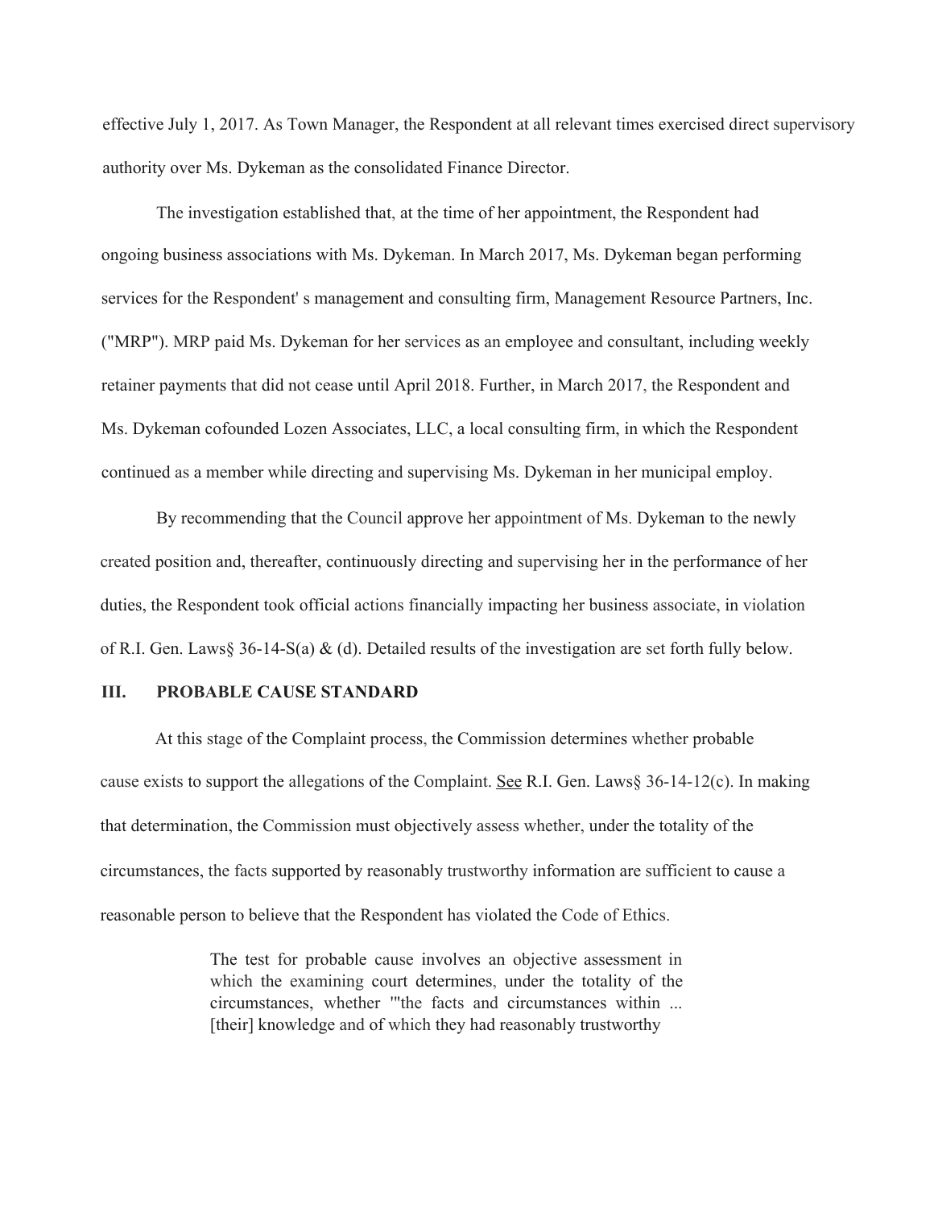effective July 1, 2017. As Town Manager, the Respondent at all relevant times exercised direct supervisory authority over Ms. Dykeman as the consolidated Finance Director.

The investigation established that, at the time of her appointment, the Respondent had ongoing business associations with Ms. Dykeman. In March 2017, Ms. Dykeman began performing services for the Respondent' s management and consulting firm, Management Resource Partners, Inc. ("MRP"). MRP paid Ms. Dykeman for her services as an employee and consultant, including weekly retainer payments that did not cease until April 2018. Further, in March 2017, the Respondent and Ms. Dykeman cofounded Lozen Associates, LLC, a local consulting firm, in which the Respondent continued as a member while directing and supervising Ms. Dykeman in her municipal employ.

By recommending that the Council approve her appointment of Ms. Dykeman to the newly created position and, thereafter, continuously directing and supervising her in the performance of her duties, the Respondent took official actions financially impacting her business associate, in violation of R.I. Gen. Laws§ 36-14-5(a) & (d). Detailed results of the investigation are set forth fully below.

## III. PROBABLE CAUSE STANDARD

At this stage of the Complaint process, the Commission determines whether probable cause exists to support the allegations of the Complaint. See R.I. Gen. Laws§ 36-14-12(c). In making that determination, the Commission must objectively assess whether, under the totality of the circumstances, the facts supported by reasonably trustworthy information are sufficient to cause a reasonable person to believe that the Respondent has violated the Code of Ethics.

> The test for probable cause involves an objective assessment in which the examining court determines, under the totality of the circumstances, whether '"the facts and circumstances within ... [their] knowledge and of which they had reasonably trustworthy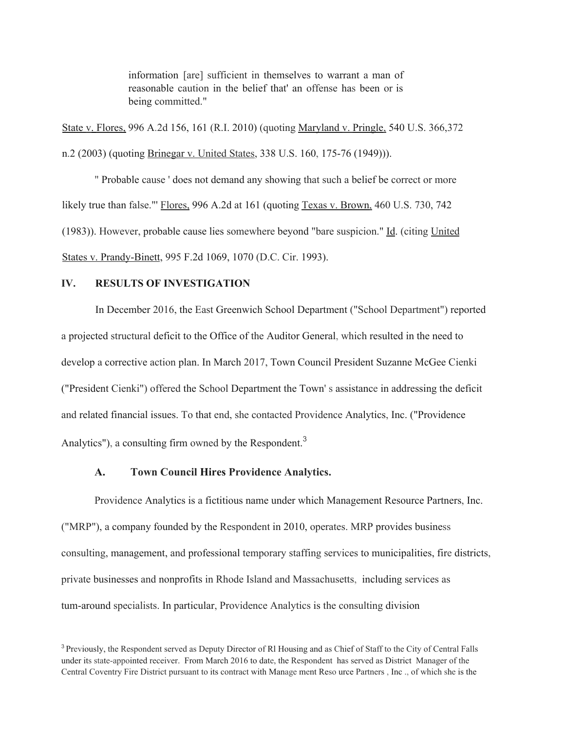> information [are] sufficient in themselves to warrant a man of reasonable caution in the belief that' an offense has been or is being committed."

State v. Flores, 996 A.2d 156, 161 (R.I. 2010) (quoting Maryland v. Pringle, 540 U.S. 366,372 n.2 (2003) (quoting Brinegar v. United States, 338 U.S. 160, 175-76 (1949))).

" Probable cause ' does not demand any showing that such a belief be correct or more likely true than false."' Flores, 996 A.2d at 161 (quoting Texas v. Brown, 460 U.S. 730, 742 (1983)). However, probable cause lies somewhere beyond "bare suspicion." Id. (citing United States v. Prandy-Binett, 995 F.2d 1069, 1070 (D.C. Cir. 1993).

## IV. RESULTS OF INVESTIGATION

In December 2016, the East Greenwich School Department ("School Department") reported a projected structural deficit to the Office of the Auditor General, which resulted in the need to develop a corrective action plan. In March 2017, Town Council President Suzanne McGee Cienki ("President Cienki") offered the School Department the Town' s assistance in addressing the deficit and related financial issues. To that end, she contacted Providence Analytics, Inc. ("Providence Analytics"), a consulting firm owned by the Respondent.[3]

### A. Town Council Hires Providence Analytics.

Providence Analytics is a fictitious name under which Management Resource Partners, Inc. ("MRP"), a company founded by the Respondent in 2010, operates. MRP provides business consulting, management, and professional temporary staffing services to municipalities, fire districts, private businesses and nonprofits in Rhode Island and Massachusetts, including services as tum-around specialists. In particular, Providence Analytics is the consulting division

[3] Previously, the Respondent served as Deputy Director of Rl Housing and as Chief of Staff to the City of Central Falls under its state-appointed receiver. From March 2016 to date, the Respondent has served as District Manager of the Central Coventry Fire District pursuant to its contract with Manage ment Reso urce Partners , Inc ., of which she is the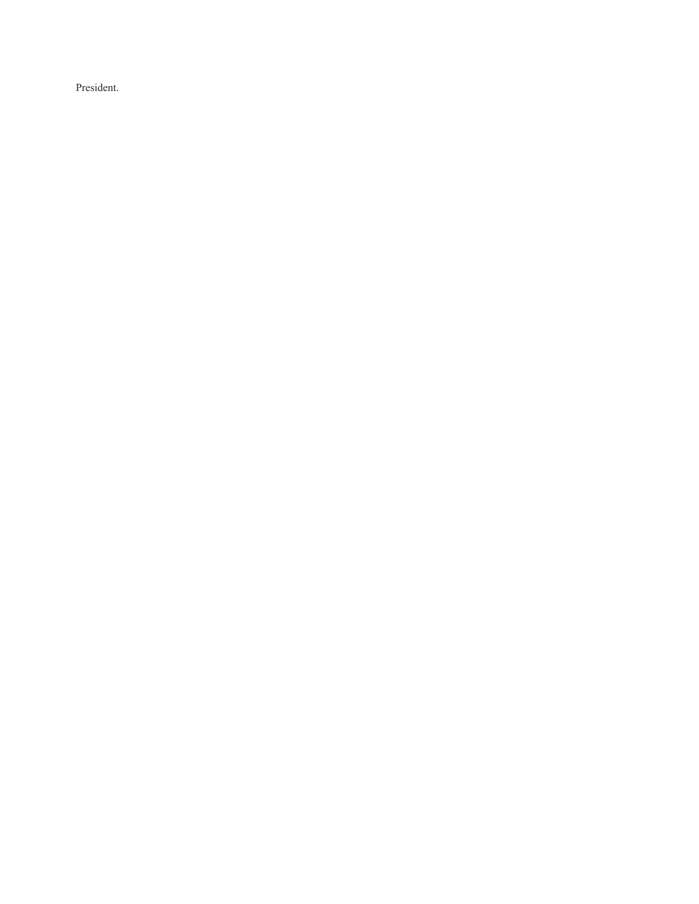President.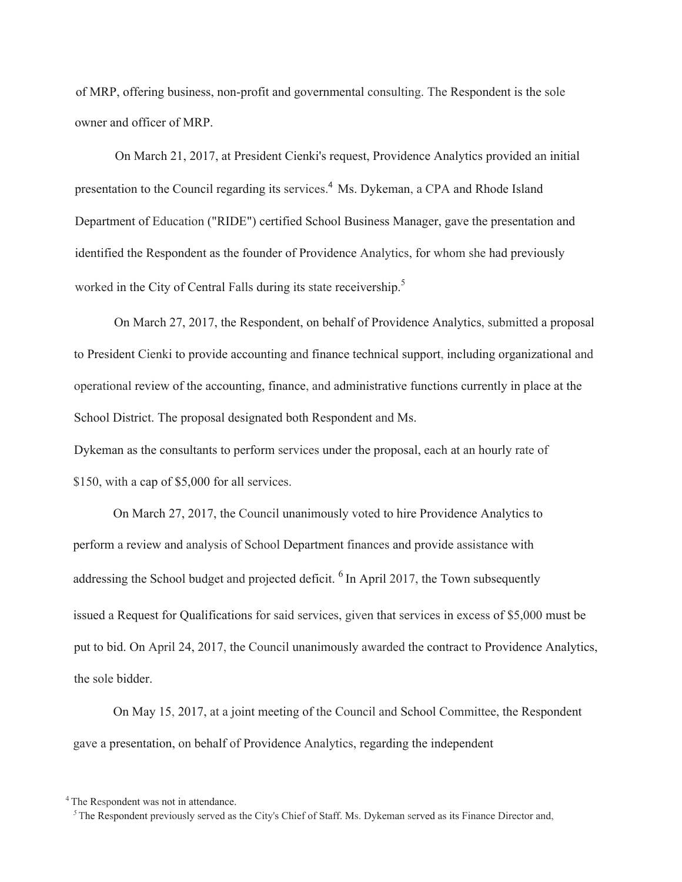of MRP, offering business, non-profit and governmental consulting. The Respondent is the sole owner and officer of MRP.

On March 21, 2017, at President Cienki's request, Providence Analytics provided an initial presentation to the Council regarding its services.[4] Ms. Dykeman, a CPA and Rhode Island Department of Education ("RIDE") certified School Business Manager, gave the presentation and identified the Respondent as the founder of Providence Analytics, for whom she had previously worked in the City of Central Falls during its state receivership.[5]

On March 27, 2017, the Respondent, on behalf of Providence Analytics, submitted a proposal to President Cienki to provide accounting and finance technical support, including organizational and operational review of the accounting, finance, and administrative functions currently in place at the School District. The proposal designated both Respondent and Ms. Dykeman as the consultants to perform services under the proposal, each at an hourly rate of $150, with a cap of $5,000 for all services.

On March 27, 2017, the Council unanimously voted to hire Providence Analytics to perform a review and analysis of School Department finances and provide assistance with addressing the School budget and projected deficit.[6] In April 2017, the Town subsequently issued a Request for Qualifications for said services, given that services in excess of $5,000 must be put to bid. On April 24, 2017, the Council unanimously awarded the contract to Providence Analytics, the sole bidder.

On May 15, 2017, at a joint meeting of the Council and School Committee, the Respondent gave a presentation, on behalf of Providence Analytics, regarding the independent

[4] The Respondent was not in attendance.

[5] The Respondent previously served as the City's Chief of Staff. Ms. Dykeman served as its Finance Director and,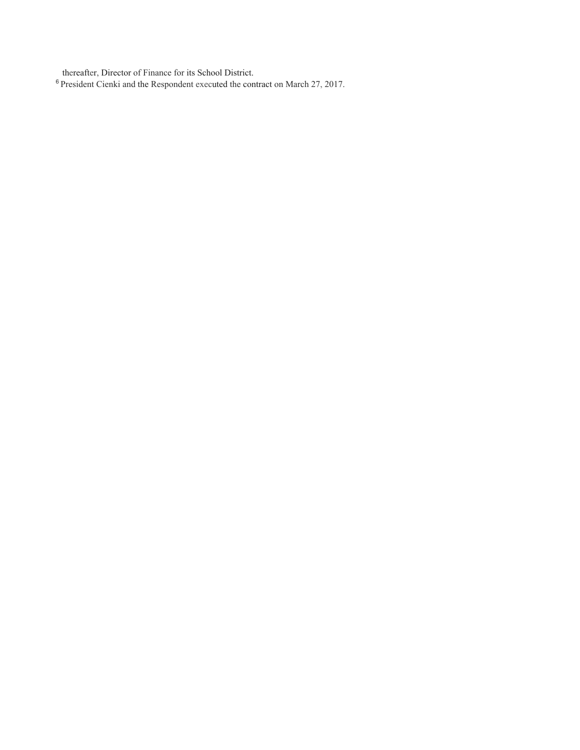thereafter, Director of Finance for its School District.

[6] President Cienki and the Respondent executed the contract on March 27, 2017.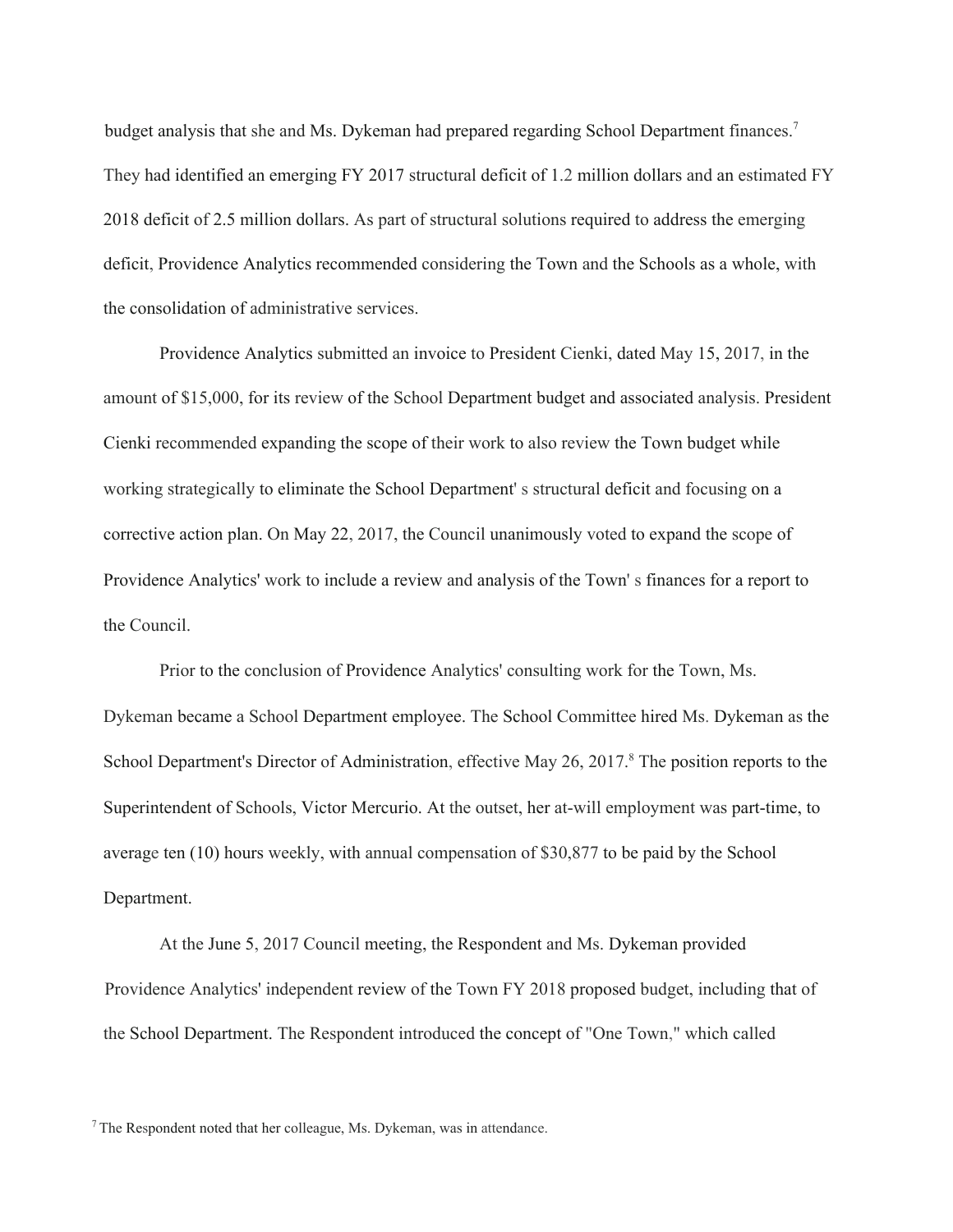budget analysis that she and Ms. Dykeman had prepared regarding School Department finances.[7] They had identified an emerging FY 2017 structural deficit of 1.2 million dollars and an estimated FY 2018 deficit of 2.5 million dollars. As part of structural solutions required to address the emerging deficit, Providence Analytics recommended considering the Town and the Schools as a whole, with the consolidation of administrative services.

Providence Analytics submitted an invoice to President Cienki, dated May 15, 2017, in the amount of $15,000, for its review of the School Department budget and associated analysis. President Cienki recommended expanding the scope of their work to also review the Town budget while working strategically to eliminate the School Department' s structural deficit and focusing on a corrective action plan. On May 22, 2017, the Council unanimously voted to expand the scope of Providence Analytics' work to include a review and analysis of the Town' s finances for a report to the Council.

Prior to the conclusion of Providence Analytics' consulting work for the Town, Ms. Dykeman became a School Department employee. The School Committee hired Ms. Dykeman as the School Department's Director of Administration, effective May 26, 2017.[8] The position reports to the Superintendent of Schools, Victor Mercurio. At the outset, her at-will employment was part-time, to average ten (10) hours weekly, with annual compensation of $30,877 to be paid by the School Department.

At the June 5, 2017 Council meeting, the Respondent and Ms. Dykeman provided Providence Analytics' independent review of the Town FY 2018 proposed budget, including that of the School Department. The Respondent introduced the concept of "One Town," which called

[7] The Respondent noted that her colleague, Ms. Dykeman, was in attendance.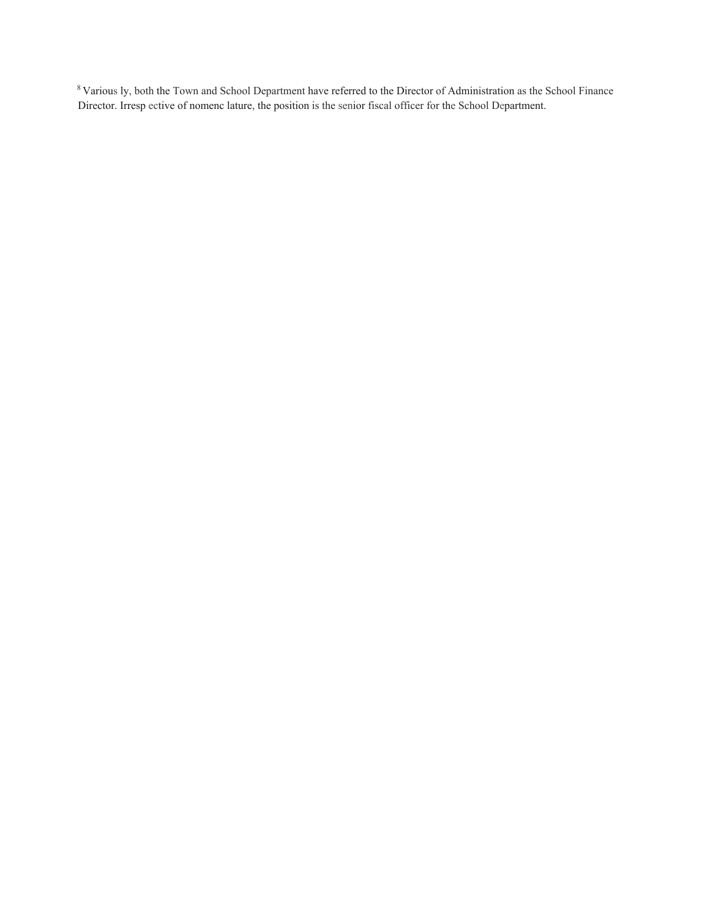[8] Various ly, both the Town and School Department have referred to the Director of Administration as the School Finance Director. Irresp ective of nomenc lature, the position is the senior fiscal officer for the School Department.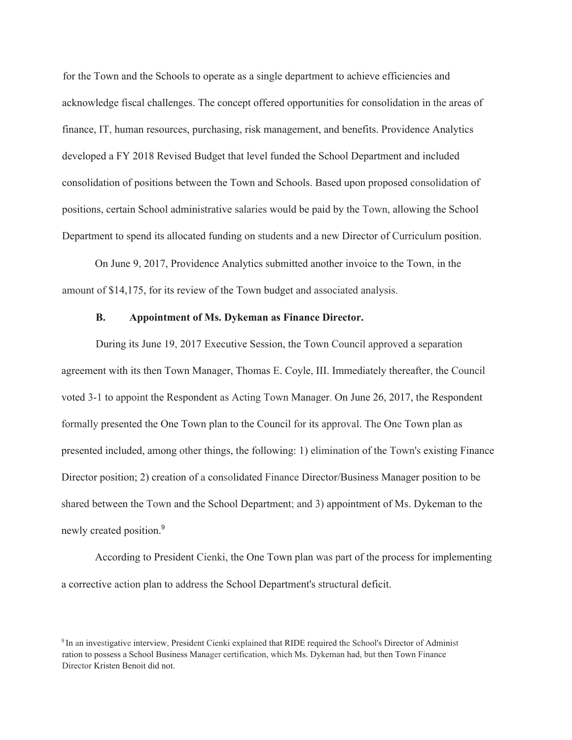for the Town and the Schools to operate as a single department to achieve efficiencies and acknowledge fiscal challenges. The concept offered opportunities for consolidation in the areas of finance, IT, human resources, purchasing, risk management, and benefits. Providence Analytics developed a FY 2018 Revised Budget that level funded the School Department and included consolidation of positions between the Town and Schools. Based upon proposed consolidation of positions, certain School administrative salaries would be paid by the Town, allowing the School Department to spend its allocated funding on students and a new Director of Curriculum position.

On June 9, 2017, Providence Analytics submitted another invoice to the Town, in the amount of $14,175, for its review of the Town budget and associated analysis.

**B. Appointment of Ms. Dykeman as Finance Director.**

During its June 19, 2017 Executive Session, the Town Council approved a separation agreement with its then Town Manager, Thomas E. Coyle, III. Immediately thereafter, the Council voted 3-1 to appoint the Respondent as Acting Town Manager. On June 26, 2017, the Respondent formally presented the One Town plan to the Council for its approval. The One Town plan as presented included, among other things, the following: 1) elimination of the Town's existing Finance Director position; 2) creation of a consolidated Finance Director/Business Manager position to be shared between the Town and the School Department; and 3) appointment of Ms. Dykeman to the newly created position.[9]

According to President Cienki, the One Town plan was part of the process for implementing a corrective action plan to address the School Department's structural deficit.

[9] In an investigative interview, President Cienki explained that RIDE required the School's Director of Administration to possess a School Business Manager certification, which Ms. Dykeman had, but then Town Finance Director Kristen Benoit did not.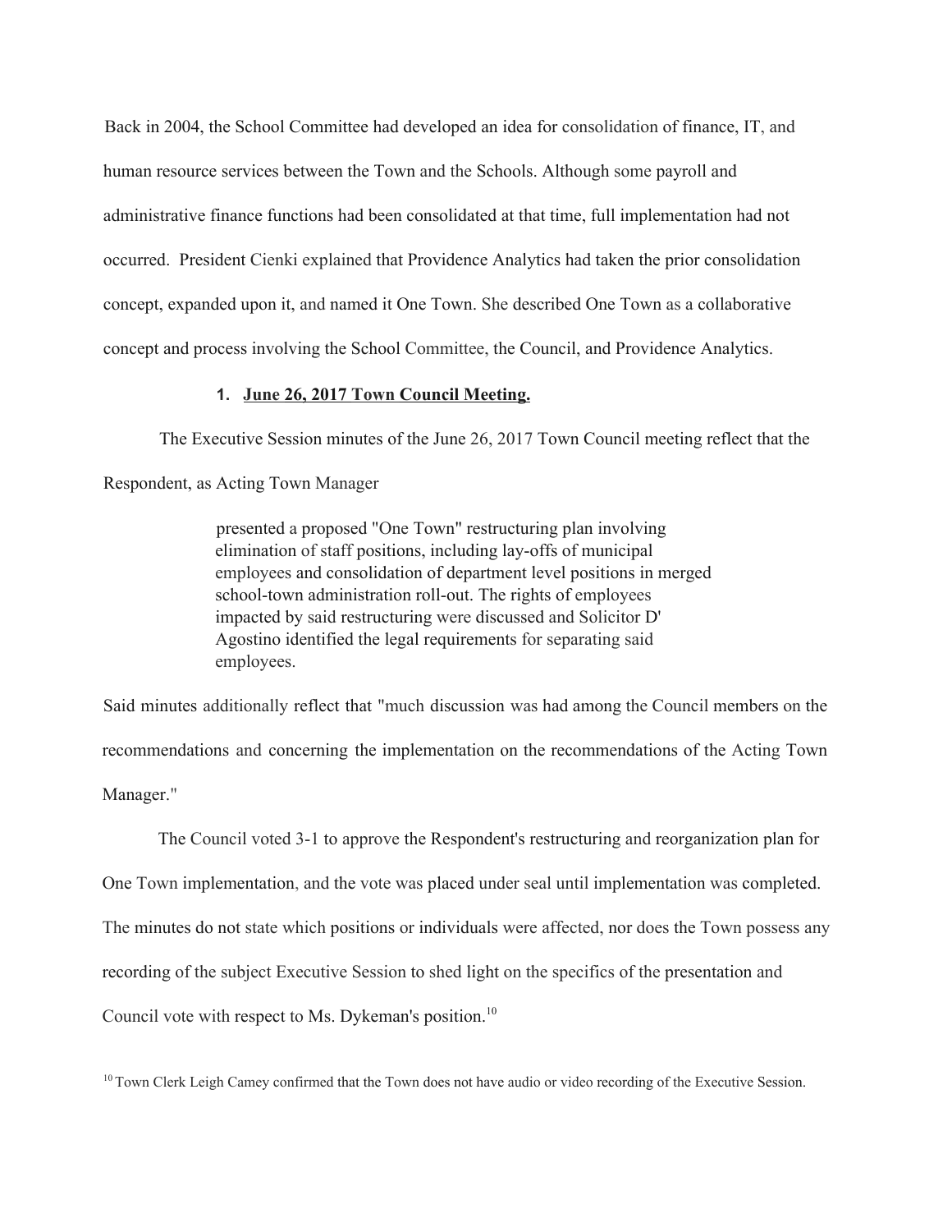Back in 2004, the School Committee had developed an idea for consolidation of finance, IT, and human resource services between the Town and the Schools. Although some payroll and administrative finance functions had been consolidated at that time, full implementation had not occurred. President Cienki explained that Providence Analytics had taken the prior consolidation concept, expanded upon it, and named it One Town. She described One Town as a collaborative concept and process involving the School Committee, the Council, and Providence Analytics.

1. **June 26, 2017 Town Council Meeting.**

The Executive Session minutes of the June 26, 2017 Town Council meeting reflect that the Respondent, as Acting Town Manager

> presented a proposed "One Town" restructuring plan involving elimination of staff positions, including lay-offs of municipal employees and consolidation of department level positions in merged school-town administration roll-out. The rights of employees impacted by said restructuring were discussed and Solicitor D' Agostino identified the legal requirements for separating said employees.

Said minutes additionally reflect that "much discussion was had among the Council members on the recommendations and concerning the implementation on the recommendations of the Acting Town Manager."

The Council voted 3-1 to approve the Respondent's restructuring and reorganization plan for One Town implementation, and the vote was placed under seal until implementation was completed. The minutes do not state which positions or individuals were affected, nor does the Town possess any recording of the subject Executive Session to shed light on the specifics of the presentation and Council vote with respect to Ms. Dykeman's position.[10]

[10] Town Clerk Leigh Camey confirmed that the Town does not have audio or video recording of the Executive Session.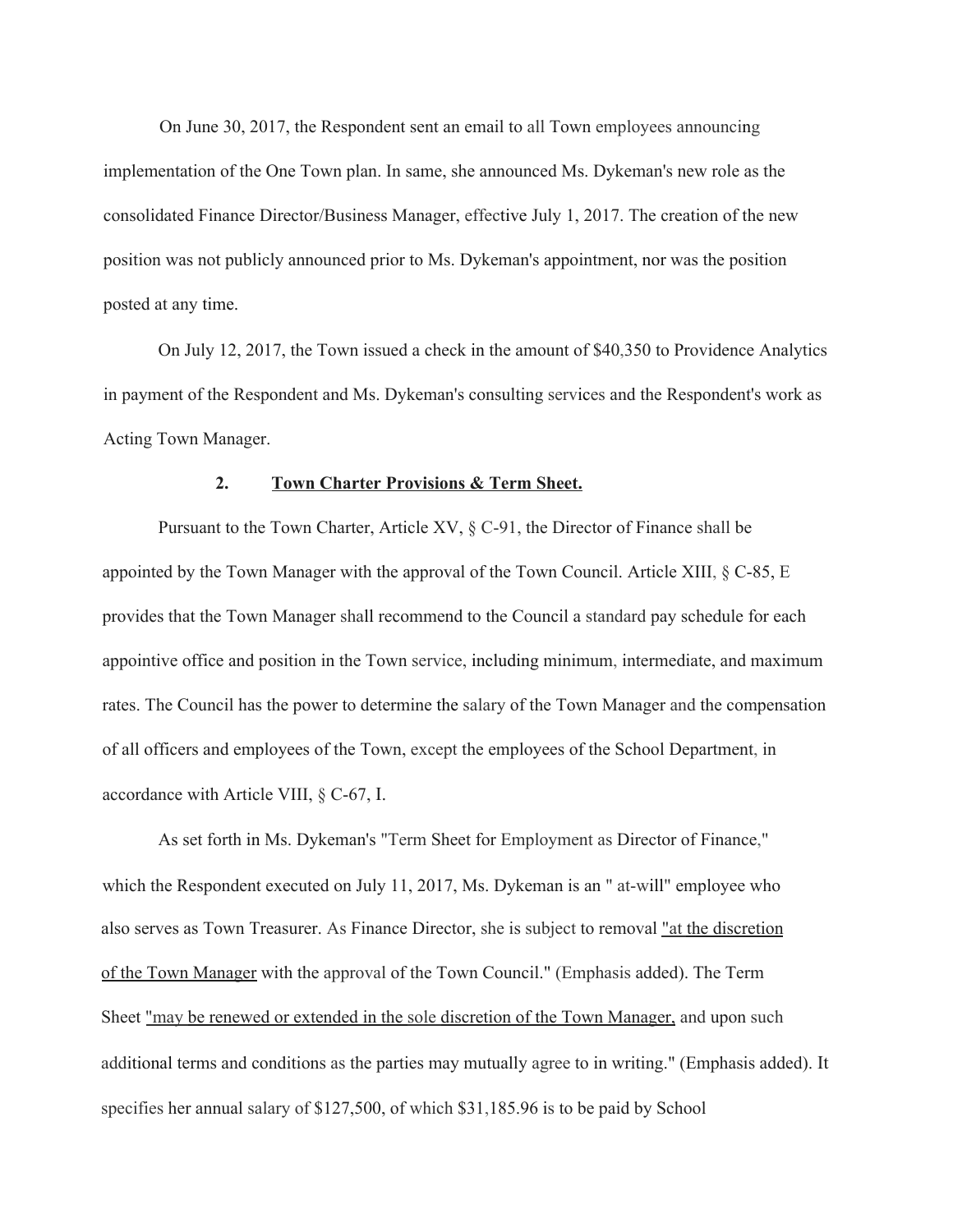On June 30, 2017, the Respondent sent an email to all Town employees announcing implementation of the One Town plan. In same, she announced Ms. Dykeman's new role as the consolidated Finance Director/Business Manager, effective July 1, 2017. The creation of the new position was not publicly announced prior to Ms. Dykeman's appointment, nor was the position posted at any time.

On July 12, 2017, the Town issued a check in the amount of $40,350 to Providence Analytics in payment of the Respondent and Ms. Dykeman's consulting services and the Respondent's work as Acting Town Manager.

### 2. Town Charter Provisions & Term Sheet.

Pursuant to the Town Charter, Article XV, § C-91, the Director of Finance shall be appointed by the Town Manager with the approval of the Town Council. Article XIII, § C-85, E provides that the Town Manager shall recommend to the Council a standard pay schedule for each appointive office and position in the Town service, including minimum, intermediate, and maximum rates. The Council has the power to determine the salary of the Town Manager and the compensation of all officers and employees of the Town, except the employees of the School Department, in accordance with Article VIII, § C-67, I.

As set forth in Ms. Dykeman's "Term Sheet for Employment as Director of Finance," which the Respondent executed on July 11, 2017, Ms. Dykeman is an " at-will" employee who also serves as Town Treasurer. As Finance Director, she is subject to removal "at the discretion of the Town Manager with the approval of the Town Council." (Emphasis added). The Term Sheet "may be renewed or extended in the sole discretion of the Town Manager, and upon such additional terms and conditions as the parties may mutually agree to in writing." (Emphasis added). It specifies her annual salary of $127,500, of which $31,185.96 is to be paid by School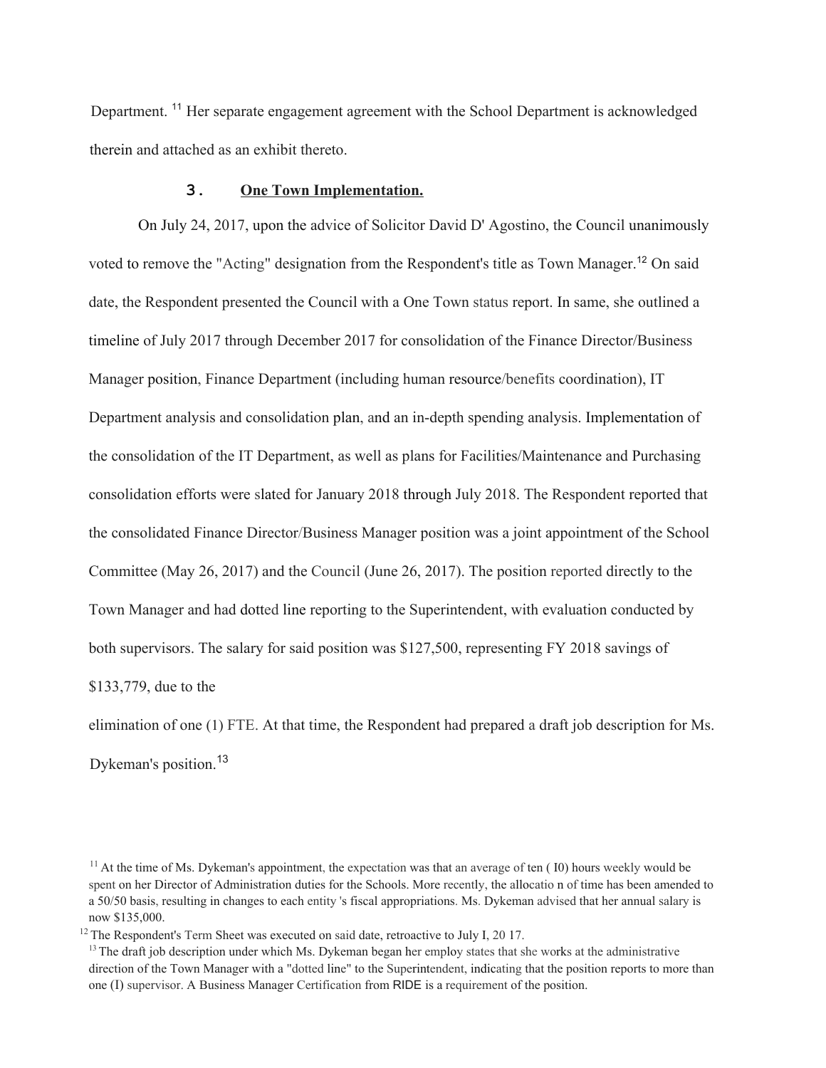Department. [11] Her separate engagement agreement with the School Department is acknowledged therein and attached as an exhibit thereto.

### 3. **One Town Implementation.**

On July 24, 2017, upon the advice of Solicitor David D' Agostino, the Council unanimously voted to remove the "Acting" designation from the Respondent's title as Town Manager.[12] On said date, the Respondent presented the Council with a One Town status report. In same, she outlined a timeline of July 2017 through December 2017 for consolidation of the Finance Director/Business Manager position, Finance Department (including human resource/benefits coordination), IT Department analysis and consolidation plan, and an in-depth spending analysis. Implementation of the consolidation of the IT Department, as well as plans for Facilities/Maintenance and Purchasing consolidation efforts were slated for January 2018 through July 2018. The Respondent reported that the consolidated Finance Director/Business Manager position was a joint appointment of the School Committee (May 26, 2017) and the Council (June 26, 2017). The position reported directly to the Town Manager and had dotted line reporting to the Superintendent, with evaluation conducted by both supervisors. The salary for said position was $127,500, representing FY 2018 savings of $133,779, due to the elimination of one (1) FTE. At that time, the Respondent had prepared a draft job description for Ms. Dykeman's position.[13]

---

[11] At the time of Ms. Dykeman's appointment, the expectation was that an average of ten ( I0) hours weekly would be spent on her Director of Administration duties for the Schools. More recently, the allocatio n of time has been amended to a 50/50 basis, resulting in changes to each entity 's fiscal appropriations. Ms. Dykeman advised that her annual salary is now $135,000.

[12] The Respondent's Term Sheet was executed on said date, retroactive to July I, 20 17.

[13] The draft job description under which Ms. Dykeman began her employ states that she works at the administrative direction of the Town Manager with a "dotted line" to the Superintendent, indicating that the position reports to more than one (I) supervisor. A Business Manager Certification from RIDE is a requirement of the position.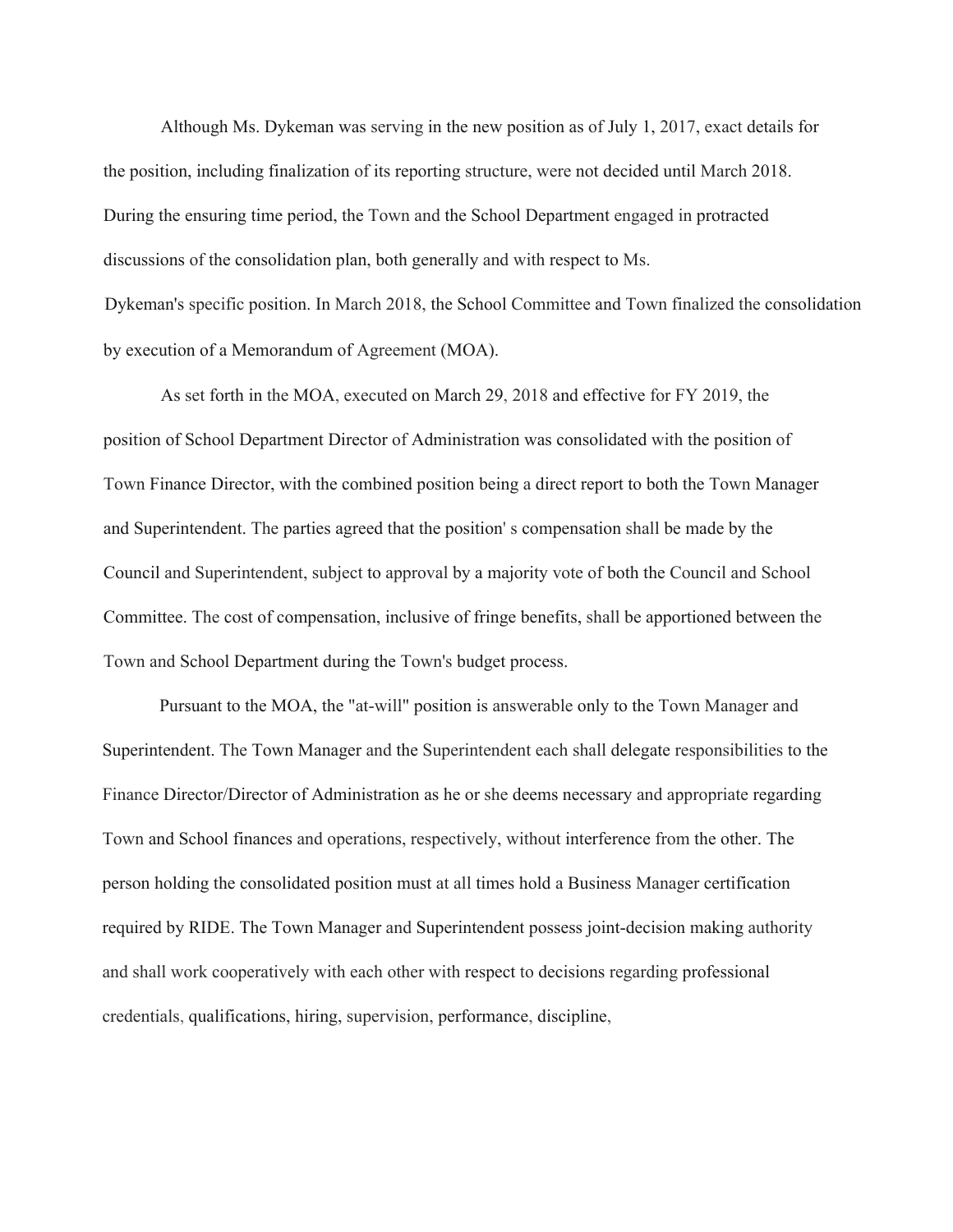Although Ms. Dykeman was serving in the new position as of July 1, 2017, exact details for the position, including finalization of its reporting structure, were not decided until March 2018. During the ensuring time period, the Town and the School Department engaged in protracted discussions of the consolidation plan, both generally and with respect to Ms. Dykeman's specific position. In March 2018, the School Committee and Town finalized the consolidation by execution of a Memorandum of Agreement (MOA).

As set forth in the MOA, executed on March 29, 2018 and effective for FY 2019, the position of School Department Director of Administration was consolidated with the position of Town Finance Director, with the combined position being a direct report to both the Town Manager and Superintendent. The parties agreed that the position' s compensation shall be made by the Council and Superintendent, subject to approval by a majority vote of both the Council and School Committee. The cost of compensation, inclusive of fringe benefits, shall be apportioned between the Town and School Department during the Town's budget process.

Pursuant to the MOA, the "at-will" position is answerable only to the Town Manager and Superintendent. The Town Manager and the Superintendent each shall delegate responsibilities to the Finance Director/Director of Administration as he or she deems necessary and appropriate regarding Town and School finances and operations, respectively, without interference from the other. The person holding the consolidated position must at all times hold a Business Manager certification required by RIDE. The Town Manager and Superintendent possess joint-decision making authority and shall work cooperatively with each other with respect to decisions regarding professional credentials, qualifications, hiring, supervision, performance, discipline,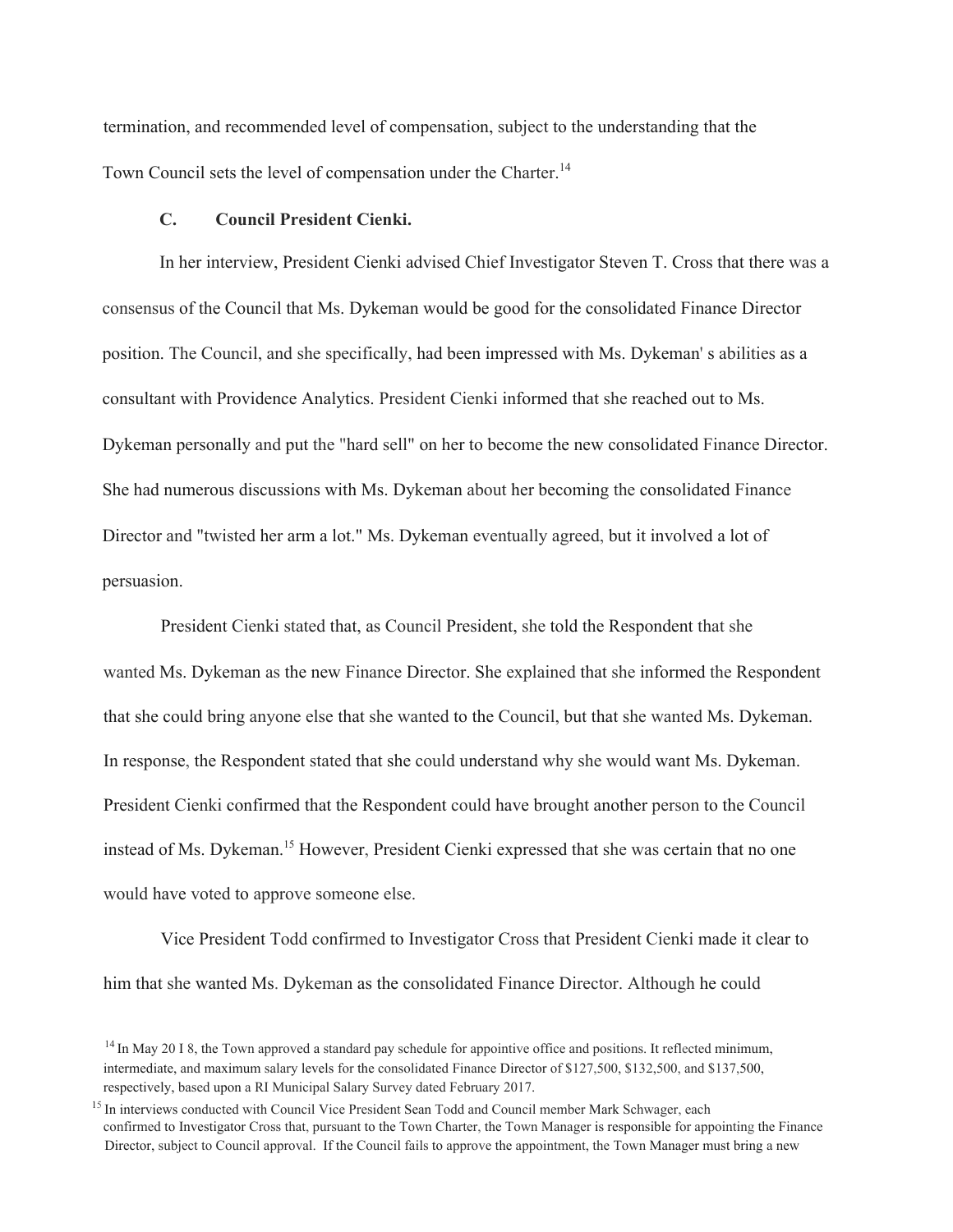termination, and recommended level of compensation, subject to the understanding that the Town Council sets the level of compensation under the Charter.[14]

### C. Council President Cienki.

In her interview, President Cienki advised Chief Investigator Steven T. Cross that there was a consensus of the Council that Ms. Dykeman would be good for the consolidated Finance Director position. The Council, and she specifically, had been impressed with Ms. Dykeman' s abilities as a consultant with Providence Analytics. President Cienki informed that she reached out to Ms. Dykeman personally and put the "hard sell" on her to become the new consolidated Finance Director. She had numerous discussions with Ms. Dykeman about her becoming the consolidated Finance Director and "twisted her arm a lot." Ms. Dykeman eventually agreed, but it involved a lot of persuasion.

President Cienki stated that, as Council President, she told the Respondent that she wanted Ms. Dykeman as the new Finance Director. She explained that she informed the Respondent that she could bring anyone else that she wanted to the Council, but that she wanted Ms. Dykeman. In response, the Respondent stated that she could understand why she would want Ms. Dykeman. President Cienki confirmed that the Respondent could have brought another person to the Council instead of Ms. Dykeman.[15] However, President Cienki expressed that she was certain that no one would have voted to approve someone else.

Vice President Todd confirmed to Investigator Cross that President Cienki made it clear to him that she wanted Ms. Dykeman as the consolidated Finance Director. Although he could

---

[14] In May 20 I 8, the Town approved a standard pay schedule for appointive office and positions. It reflected minimum, intermediate, and maximum salary levels for the consolidated Finance Director of $127,500, $132,500, and $137,500, respectively, based upon a RI Municipal Salary Survey dated February 2017.

[15] In interviews conducted with Council Vice President Sean Todd and Council member Mark Schwager, each confirmed to Investigator Cross that, pursuant to the Town Charter, the Town Manager is responsible for appointing the Finance Director, subject to Council approval. If the Council fails to approve the appointment, the Town Manager must bring a new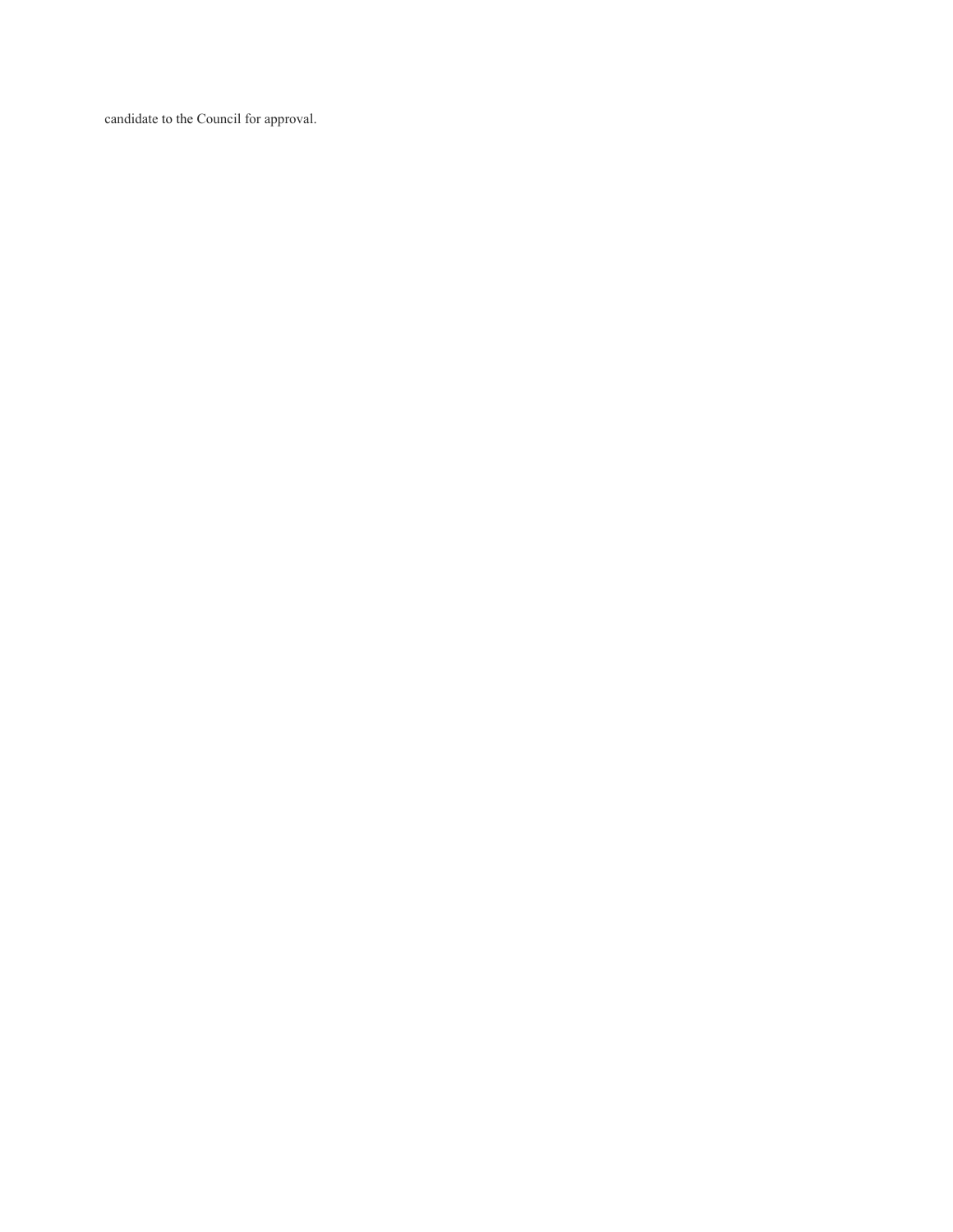candidate to the Council for approval.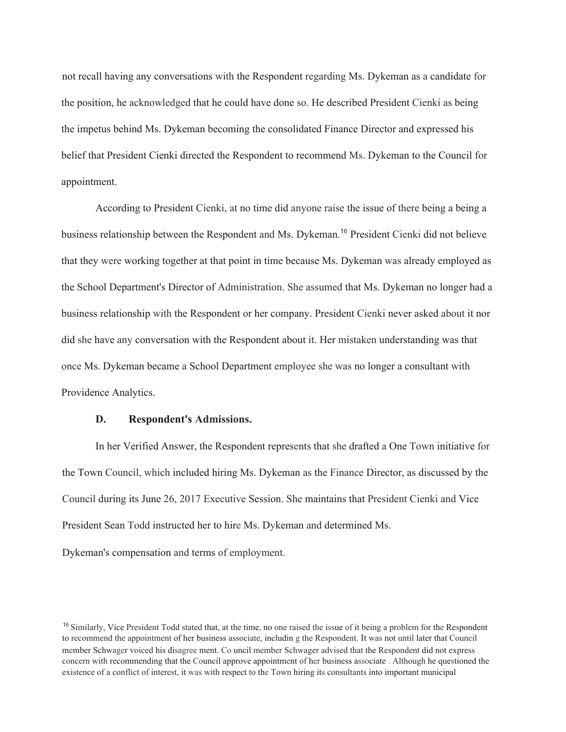not recall having any conversations with the Respondent regarding Ms. Dykeman as a candidate for the position, he acknowledged that he could have done so. He described President Cienki as being the impetus behind Ms. Dykeman becoming the consolidated Finance Director and expressed his belief that President Cienki directed the Respondent to recommend Ms. Dykeman to the Council for appointment.

According to President Cienki, at no time did anyone raise the issue of there being a being a business relationship between the Respondent and Ms. Dykeman.[16] President Cienki did not believe that they were working together at that point in time because Ms. Dykeman was already employed as the School Department's Director of Administration. She assumed that Ms. Dykeman no longer had a business relationship with the Respondent or her company. President Cienki never asked about it nor did she have any conversation with the Respondent about it. Her mistaken understanding was that once Ms. Dykeman became a School Department employee she was no longer a consultant with Providence Analytics.

**D. Respondent's Admissions.**

In her Verified Answer, the Respondent represents that she drafted a One Town initiative for the Town Council, which included hiring Ms. Dykeman as the Finance Director, as discussed by the Council during its June 26, 2017 Executive Session. She maintains that President Cienki and Vice President Sean Todd instructed her to hire Ms. Dykeman and determined Ms. Dykeman's compensation and terms of employment.

[16] Similarly, Vice President Todd stated that, at the time, no one raised the issue of it being a problem for the Respondent to recommend the appointment of her business associate, includin g the Respondent. It was not until later that Council member Schwager voiced his disagree ment. Co uncil member Schwager advised that the Respondent did not express concern with recommending that the Council approve appointment of her business associate . Although he questioned the existence of a conflict of interest, it was with respect to the Town hiring its consultants into important municipal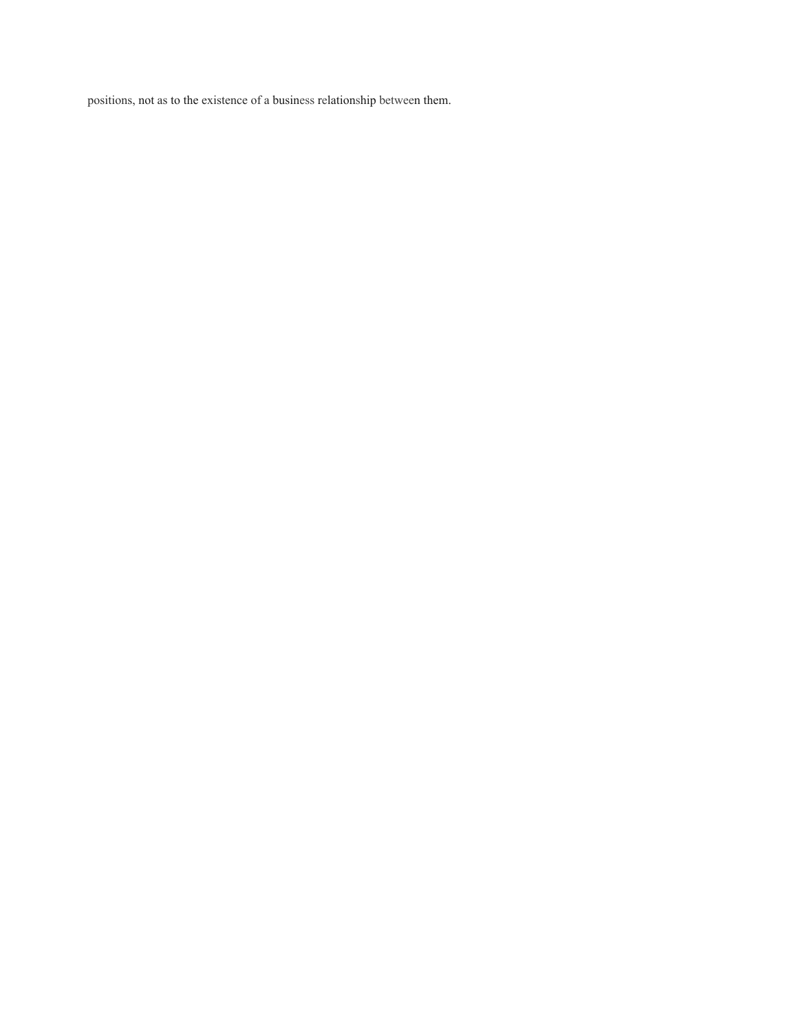positions, not as to the existence of a business relationship between them.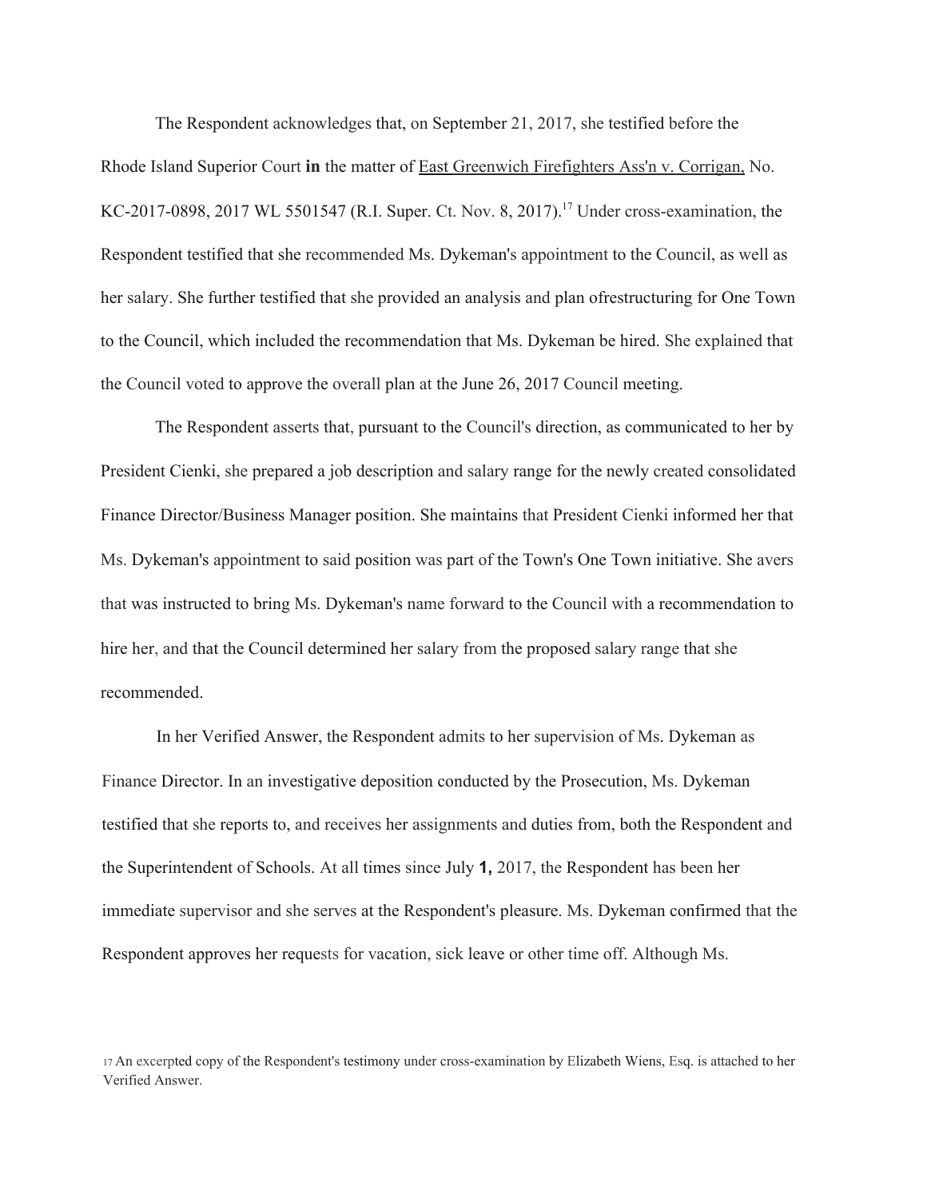The Respondent acknowledges that, on September 21, 2017, she testified before the Rhode Island Superior Court **in** the matter of East Greenwich Firefighters Ass'n v. Corrigan, No. KC-2017-0898, 2017 WL 5501547 (R.I. Super. Ct. Nov. 8, 2017).[17] Under cross-examination, the Respondent testified that she recommended Ms. Dykeman's appointment to the Council, as well as her salary. She further testified that she provided an analysis and plan ofrestructuring for One Town to the Council, which included the recommendation that Ms. Dykeman be hired. She explained that the Council voted to approve the overall plan at the June 26, 2017 Council meeting.

The Respondent asserts that, pursuant to the Council's direction, as communicated to her by President Cienki, she prepared a job description and salary range for the newly created consolidated Finance Director/Business Manager position. She maintains that President Cienki informed her that Ms. Dykeman's appointment to said position was part of the Town's One Town initiative. She avers that was instructed to bring Ms. Dykeman's name forward to the Council with a recommendation to hire her, and that the Council determined her salary from the proposed salary range that she recommended.

In her Verified Answer, the Respondent admits to her supervision of Ms. Dykeman as Finance Director. In an investigative deposition conducted by the Prosecution, Ms. Dykeman testified that she reports to, and receives her assignments and duties from, both the Respondent and the Superintendent of Schools. At all times since July **1,** 2017, the Respondent has been her immediate supervisor and she serves at the Respondent's pleasure. Ms. Dykeman confirmed that the Respondent approves her requests for vacation, sick leave or other time off. Although Ms.

[17] An excerpted copy of the Respondent's testimony under cross-examination by Elizabeth Wiens, Esq. is attached to her Verified Answer.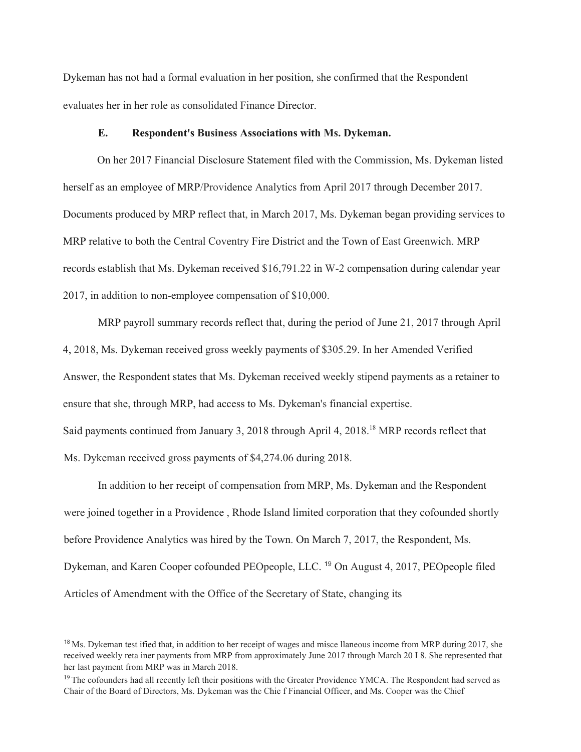Dykeman has not had a formal evaluation in her position, she confirmed that the Respondent evaluates her in her role as consolidated Finance Director.

**E. Respondent's Business Associations with Ms. Dykeman.**

On her 2017 Financial Disclosure Statement filed with the Commission, Ms. Dykeman listed herself as an employee of MRP/Providence Analytics from April 2017 through December 2017. Documents produced by MRP reflect that, in March 2017, Ms. Dykeman began providing services to MRP relative to both the Central Coventry Fire District and the Town of East Greenwich. MRP records establish that Ms. Dykeman received $16,791.22 in W-2 compensation during calendar year 2017, in addition to non-employee compensation of $10,000.

MRP payroll summary records reflect that, during the period of June 21, 2017 through April 4, 2018, Ms. Dykeman received gross weekly payments of $305.29. In her Amended Verified Answer, the Respondent states that Ms. Dykeman received weekly stipend payments as a retainer to ensure that she, through MRP, had access to Ms. Dykeman's financial expertise. Said payments continued from January 3, 2018 through April 4, 2018.[18] MRP records reflect that Ms. Dykeman received gross payments of $4,274.06 during 2018.

In addition to her receipt of compensation from MRP, Ms. Dykeman and the Respondent were joined together in a Providence , Rhode Island limited corporation that they cofounded shortly before Providence Analytics was hired by the Town. On March 7, 2017, the Respondent, Ms. Dykeman, and Karen Cooper cofounded PEOpeople, LLC. [19] On August 4, 2017, PEOpeople filed Articles of Amendment with the Office of the Secretary of State, changing its

[18] Ms. Dykeman testified that, in addition to her receipt of wages and miscellaneous income from MRP during 2017, she received weekly retainer payments from MRP from approximately June 2017 through March 2018. She represented that her last payment from MRP was in March 2018.

[19] The cofounders had all recently left their positions with the Greater Providence YMCA. The Respondent had served as Chair of the Board of Directors, Ms. Dykeman was the Chief Financial Officer, and Ms. Cooper was the Chief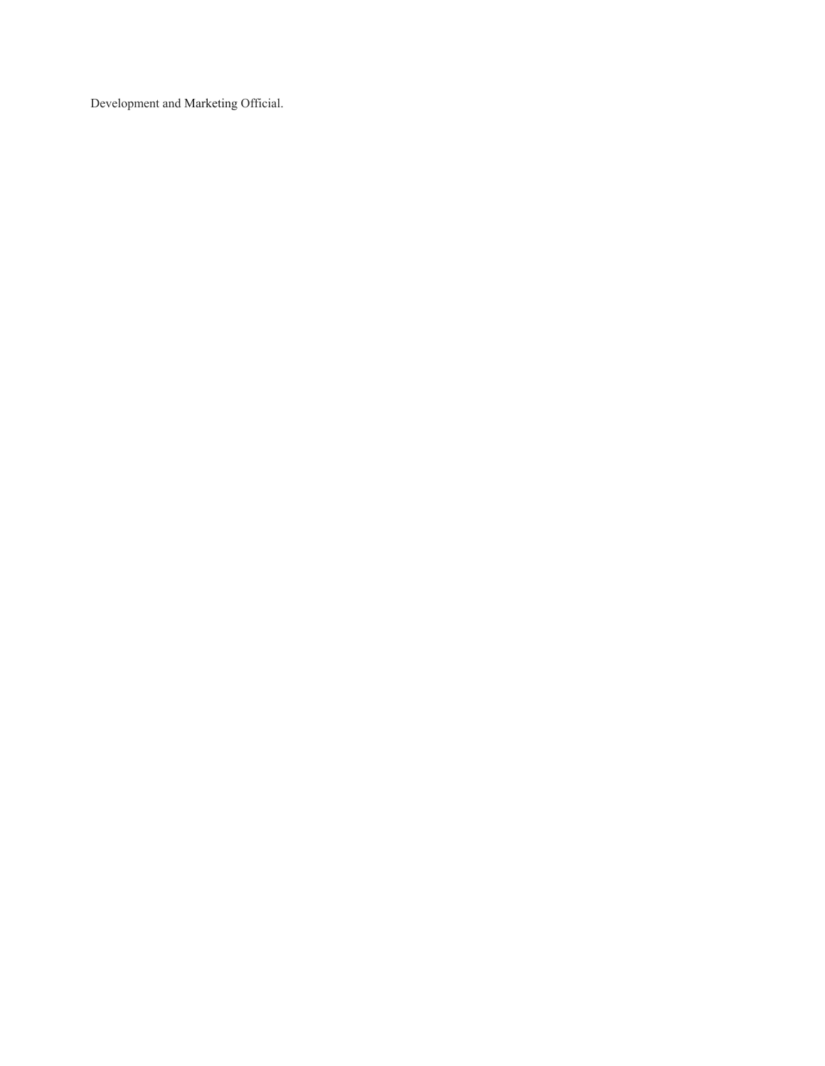Development and Marketing Official.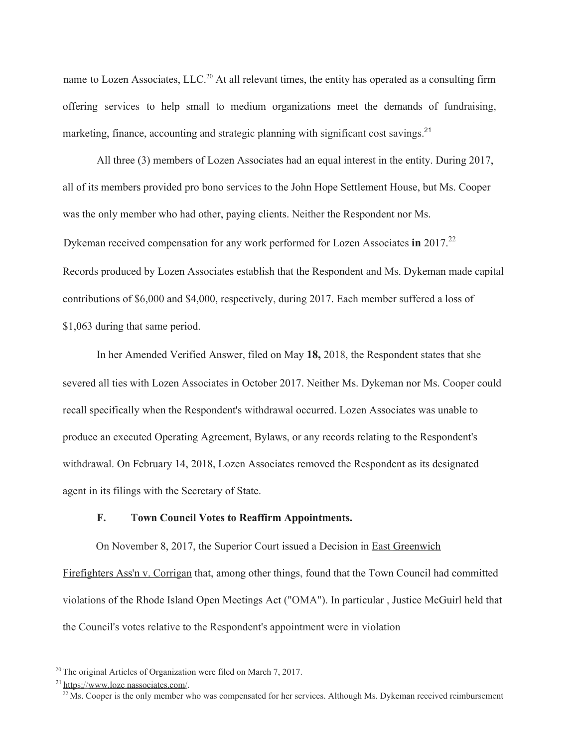name to Lozen Associates, LLC.[20] At all relevant times, the entity has operated as a consulting firm offering services to help small to medium organizations meet the demands of fundraising, marketing, finance, accounting and strategic planning with significant cost savings.[21]

All three (3) members of Lozen Associates had an equal interest in the entity. During 2017, all of its members provided pro bono services to the John Hope Settlement House, but Ms. Cooper was the only member who had other, paying clients. Neither the Respondent nor Ms. Dykeman received compensation for any work performed for Lozen Associates **in** 2017.[22] Records produced by Lozen Associates establish that the Respondent and Ms. Dykeman made capital contributions of $6,000 and $4,000, respectively, during 2017. Each member suffered a loss of $1,063 during that same period.

In her Amended Verified Answer, filed on May **18,** 2018, the Respondent states that she severed all ties with Lozen Associates in October 2017. Neither Ms. Dykeman nor Ms. Cooper could recall specifically when the Respondent's withdrawal occurred. Lozen Associates was unable to produce an executed Operating Agreement, Bylaws, or any records relating to the Respondent's withdrawal. On February 14, 2018, Lozen Associates removed the Respondent as its designated agent in its filings with the Secretary of State.

### F. Town Council Votes to Reaffirm Appointments.

On November 8, 2017, the Superior Court issued a Decision in East Greenwich Firefighters Ass'n v. Corrigan that, among other things, found that the Town Council had committed violations of the Rhode Island Open Meetings Act ("OMA"). In particular , Justice McGuirl held that the Council's votes relative to the Respondent's appointment were in violation

[20] The original Articles of Organization were filed on March 7, 2017.

[21] https://www.loze nassociates.com/.

[22] Ms. Cooper is the only member who was compensated for her services. Although Ms. Dykeman received reimbursement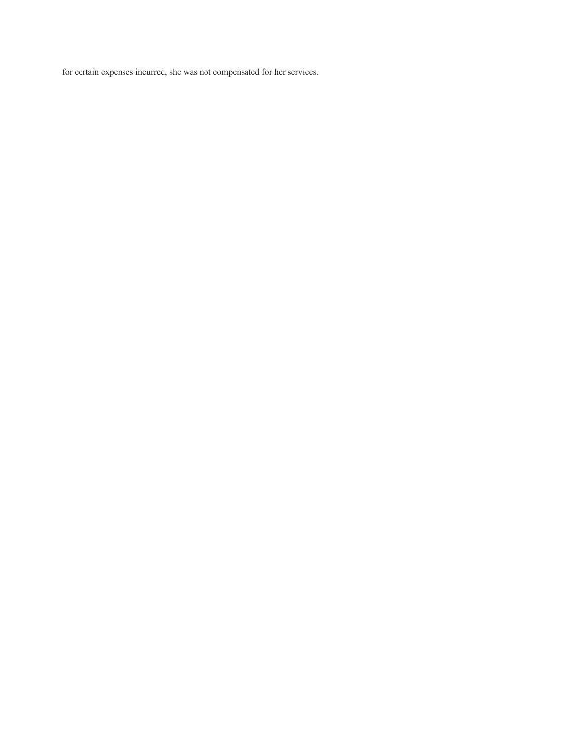for certain expenses incurred, she was not compensated for her services.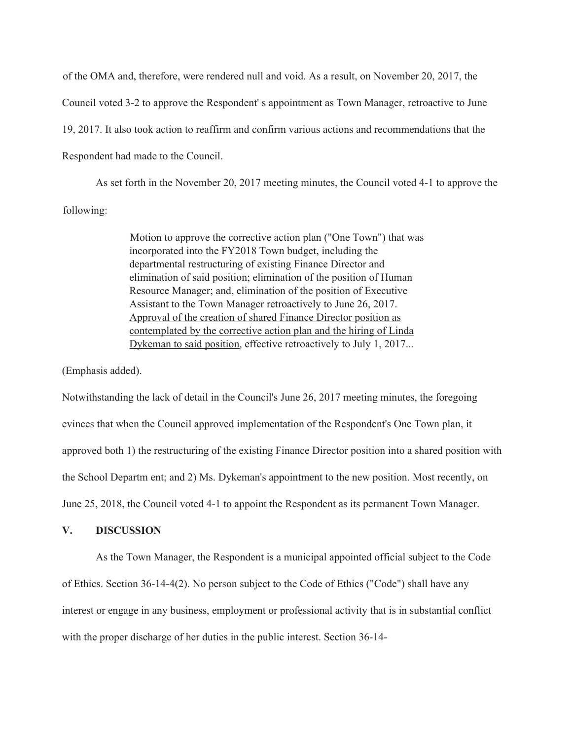of the OMA and, therefore, were rendered null and void. As a result, on November 20, 2017, the Council voted 3-2 to approve the Respondent' s appointment as Town Manager, retroactive to June 19, 2017. It also took action to reaffirm and confirm various actions and recommendations that the Respondent had made to the Council.

As set forth in the November 20, 2017 meeting minutes, the Council voted 4-1 to approve the following:

> Motion to approve the corrective action plan ("One Town") that was incorporated into the FY2018 Town budget, including the departmental restructuring of existing Finance Director and elimination of said position; elimination of the position of Human Resource Manager; and, elimination of the position of Executive Assistant to the Town Manager retroactively to June 26, 2017. <u>Approval of the creation of shared Finance Director position as contemplated by the corrective action plan and the hiring of Linda Dykeman to said position</u>, effective retroactively to July 1, 2017...

(Emphasis added).

Notwithstanding the lack of detail in the Council's June 26, 2017 meeting minutes, the foregoing evinces that when the Council approved implementation of the Respondent's One Town plan, it approved both 1) the restructuring of the existing Finance Director position into a shared position with the School Departm ent; and 2) Ms. Dykeman's appointment to the new position. Most recently, on June 25, 2018, the Council voted 4-1 to appoint the Respondent as its permanent Town Manager.

## V. DISCUSSION

As the Town Manager, the Respondent is a municipal appointed official subject to the Code of Ethics. Section 36-14-4(2). No person subject to the Code of Ethics ("Code") shall have any interest or engage in any business, employment or professional activity that is in substantial conflict with the proper discharge of her duties in the public interest. Section 36-14-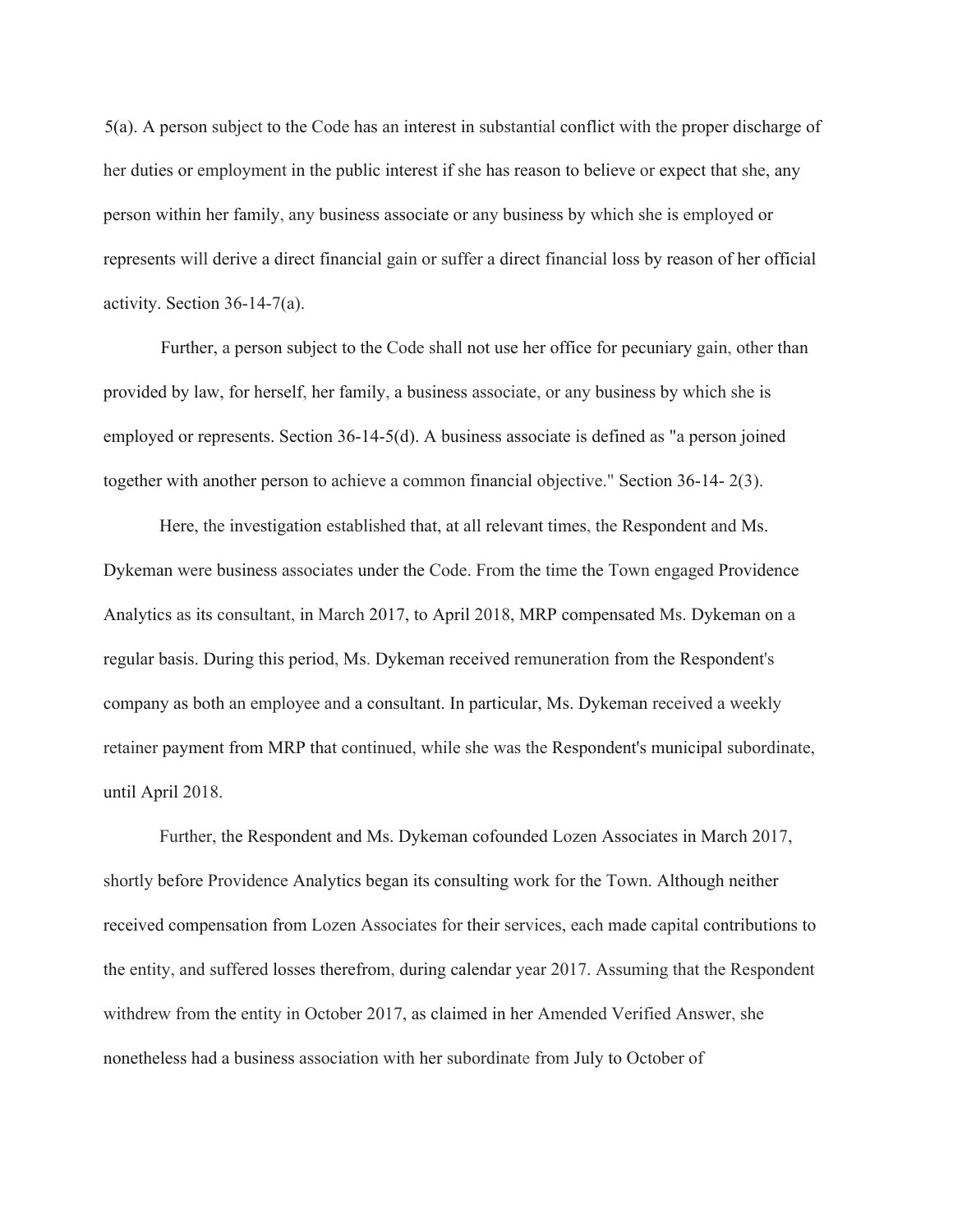5(a). A person subject to the Code has an interest in substantial conflict with the proper discharge of her duties or employment in the public interest if she has reason to believe or expect that she, any person within her family, any business associate or any business by which she is employed or represents will derive a direct financial gain or suffer a direct financial loss by reason of her official activity. Section 36-14-7(a).

Further, a person subject to the Code shall not use her office for pecuniary gain, other than provided by law, for herself, her family, a business associate, or any business by which she is employed or represents. Section 36-14-5(d). A business associate is defined as "a person joined together with another person to achieve a common financial objective." Section 36-14- 2(3).

Here, the investigation established that, at all relevant times, the Respondent and Ms. Dykeman were business associates under the Code. From the time the Town engaged Providence Analytics as its consultant, in March 2017, to April 2018, MRP compensated Ms. Dykeman on a regular basis. During this period, Ms. Dykeman received remuneration from the Respondent's company as both an employee and a consultant. In particular, Ms. Dykeman received a weekly retainer payment from MRP that continued, while she was the Respondent's municipal subordinate, until April 2018.

Further, the Respondent and Ms. Dykeman cofounded Lozen Associates in March 2017, shortly before Providence Analytics began its consulting work for the Town. Although neither received compensation from Lozen Associates for their services, each made capital contributions to the entity, and suffered losses therefrom, during calendar year 2017. Assuming that the Respondent withdrew from the entity in October 2017, as claimed in her Amended Verified Answer, she nonetheless had a business association with her subordinate from July to October of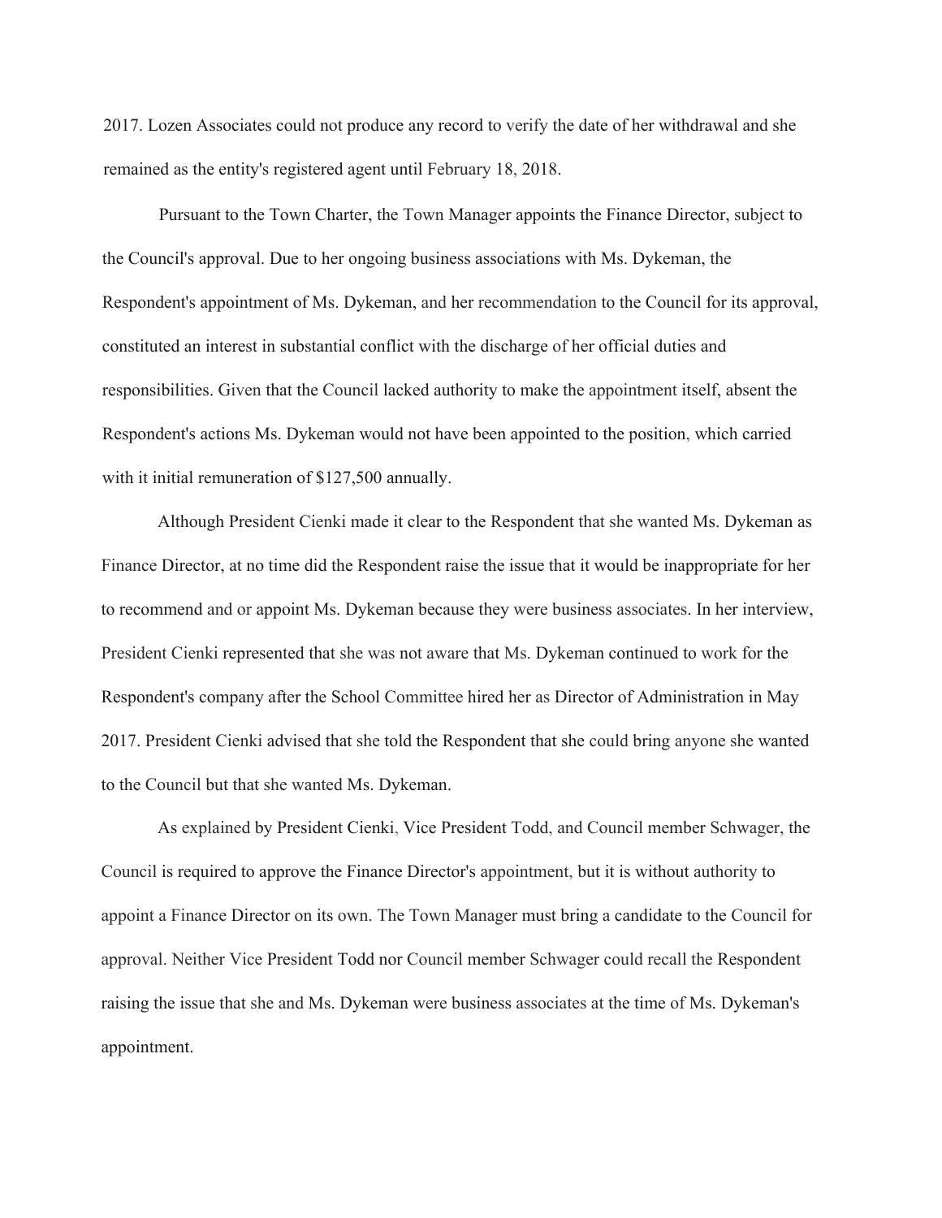2017. Lozen Associates could not produce any record to verify the date of her withdrawal and she remained as the entity's registered agent until February 18, 2018.

Pursuant to the Town Charter, the Town Manager appoints the Finance Director, subject to the Council's approval. Due to her ongoing business associations with Ms. Dykeman, the Respondent's appointment of Ms. Dykeman, and her recommendation to the Council for its approval, constituted an interest in substantial conflict with the discharge of her official duties and responsibilities. Given that the Council lacked authority to make the appointment itself, absent the Respondent's actions Ms. Dykeman would not have been appointed to the position, which carried with it initial remuneration of $127,500 annually.

Although President Cienki made it clear to the Respondent that she wanted Ms. Dykeman as Finance Director, at no time did the Respondent raise the issue that it would be inappropriate for her to recommend and or appoint Ms. Dykeman because they were business associates. In her interview, President Cienki represented that she was not aware that Ms. Dykeman continued to work for the Respondent's company after the School Committee hired her as Director of Administration in May 2017. President Cienki advised that she told the Respondent that she could bring anyone she wanted to the Council but that she wanted Ms. Dykeman.

As explained by President Cienki, Vice President Todd, and Council member Schwager, the Council is required to approve the Finance Director's appointment, but it is without authority to appoint a Finance Director on its own. The Town Manager must bring a candidate to the Council for approval. Neither Vice President Todd nor Council member Schwager could recall the Respondent raising the issue that she and Ms. Dykeman were business associates at the time of Ms. Dykeman's appointment.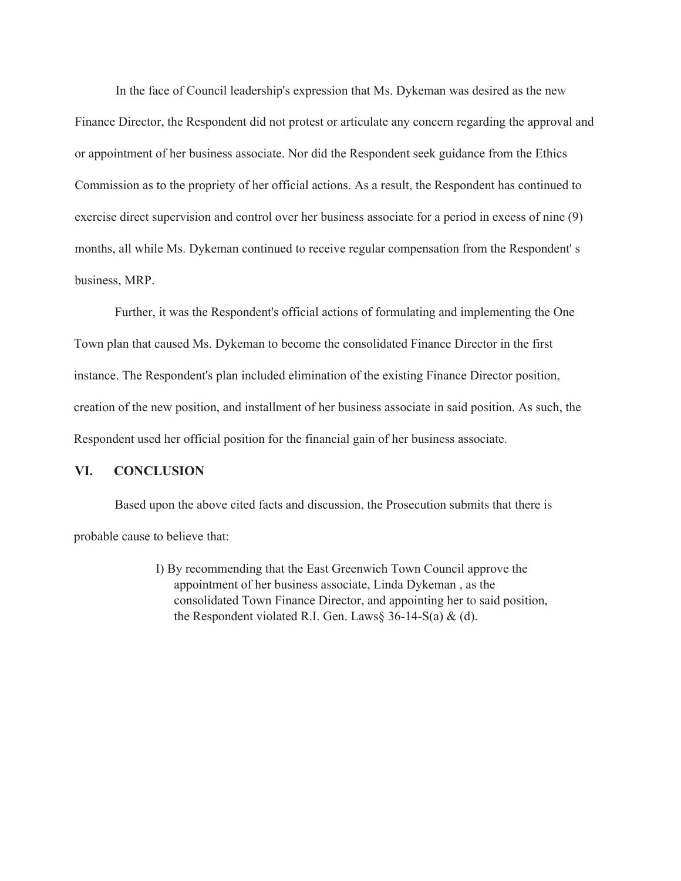In the face of Council leadership's expression that Ms. Dykeman was desired as the new Finance Director, the Respondent did not protest or articulate any concern regarding the approval and or appointment of her business associate. Nor did the Respondent seek guidance from the Ethics Commission as to the propriety of her official actions. As a result, the Respondent has continued to exercise direct supervision and control over her business associate for a period in excess of nine (9) months, all while Ms. Dykeman continued to receive regular compensation from the Respondent' s business, MRP.

Further, it was the Respondent's official actions of formulating and implementing the One Town plan that caused Ms. Dykeman to become the consolidated Finance Director in the first instance. The Respondent's plan included elimination of the existing Finance Director position, creation of the new position, and installment of her business associate in said position. As such, the Respondent used her official position for the financial gain of her business associate.

## VI. CONCLUSION

Based upon the above cited facts and discussion, the Prosecution submits that there is probable cause to believe that:

> I) By recommending that the East Greenwich Town Council approve the appointment of her business associate, Linda Dykeman , as the consolidated Town Finance Director, and appointing her to said position, the Respondent violated R.I. Gen. Laws§ 36-14-S(a) & (d).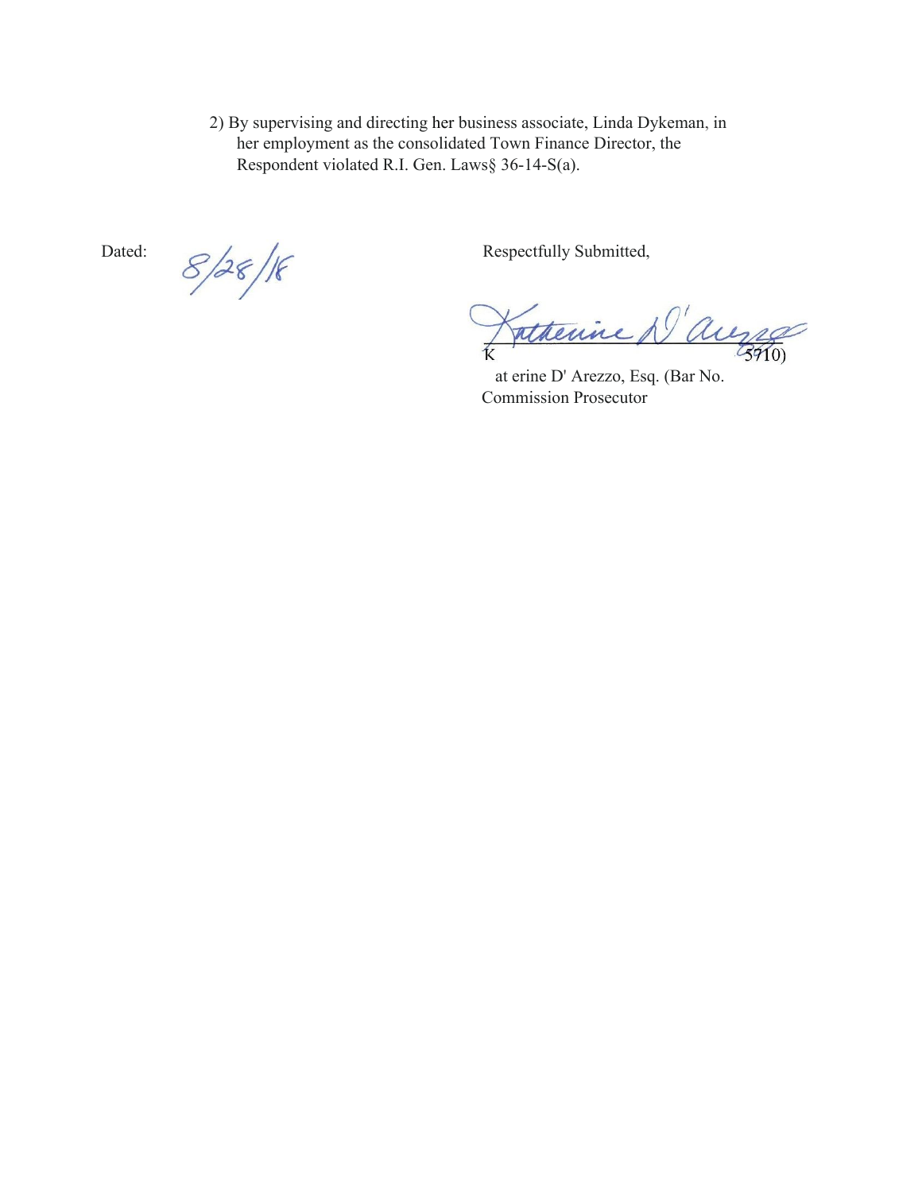2) By supervising and directing her business associate, Linda Dykeman, in her employment as the consolidated Town Finance Director, the Respondent violated R.I. Gen. Laws§ 36-14-S(a).

Dated: 8/28/18

Respectfully Submitted,

Katherine D'Arezzo

K 5710)

at erine D' Arezzo, Esq. (Bar No.

Commission Prosecutor